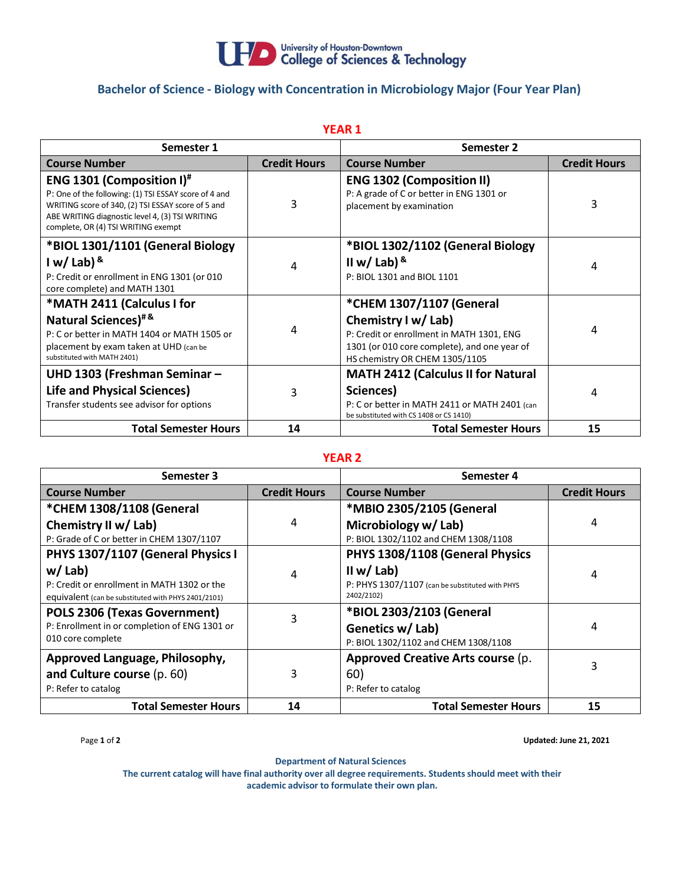University of Houston-Downtown
College of Sciences & Technology

## Bachelor of Science - Biology with Concentration in Microbiology Major (Four Year Plan)

### YEAR 1

| Semester 1 | | Semester 2 | |
|---|---|---|---|
| **Course Number** | **Credit Hours** | **Course Number** | **Credit Hours** |
| **ENG 1301 (Composition I)#** P: One of the following: (1) TSI ESSAY score of 4 and WRITING score of 340, (2) TSI ESSAY score of 5 and ABE WRITING diagnostic level 4, (3) TSI WRITING complete, OR (4) TSI WRITING exempt | 3 | **ENG 1302 (Composition II)** P: A grade of C or better in ENG 1301 or placement by examination | 3 |
| ***BIOL 1301/1101 (General Biology I w/ Lab) &** P: Credit or enrollment in ENG 1301 (or 010 core complete) and MATH 1301 | 4 | ***BIOL 1302/1102 (General Biology II w/ Lab) &** P: BIOL 1301 and BIOL 1101 | 4 |
| ***MATH 2411 (Calculus I for Natural Sciences)# &** P: C or better in MATH 1404 or MATH 1505 or placement by exam taken at UHD (can be substituted with MATH 2401) | 4 | ***CHEM 1307/1107 (General Chemistry I w/ Lab)** P: Credit or enrollment in MATH 1301, ENG 1301 (or 010 core complete), and one year of HS chemistry OR CHEM 1305/1105 | 4 |
| **UHD 1303 (Freshman Seminar – Life and Physical Sciences)** Transfer students see advisor for options | 3 | **MATH 2412 (Calculus II for Natural Sciences)** P: C or better in MATH 2411 or MATH 2401 (can be substituted with CS 1408 or CS 1410) | 4 |
| **Total Semester Hours** | **14** | **Total Semester Hours** | **15** |

### YEAR 2

| Semester 3 | | Semester 4 | |
|---|---|---|---|
| **Course Number** | **Credit Hours** | **Course Number** | **Credit Hours** |
| ***CHEM 1308/1108 (General Chemistry II w/ Lab)** P: Grade of C or better in CHEM 1307/1107 | 4 | ***MBIO 2305/2105 (General Microbiology w/ Lab)** P: BIOL 1302/1102 and CHEM 1308/1108 | 4 |
| **PHYS 1307/1107 (General Physics I w/ Lab)** P: Credit or enrollment in MATH 1302 or the equivalent (can be substituted with PHYS 2401/2101) | 4 | **PHYS 1308/1108 (General Physics II w/ Lab)** P: PHYS 1307/1107 (can be substituted with PHYS 2402/2102) | 4 |
| **POLS 2306 (Texas Government)** P: Enrollment in or completion of ENG 1301 or 010 core complete | 3 | ***BIOL 2303/2103 (General Genetics w/ Lab)** P: BIOL 1302/1102 and CHEM 1308/1108 | 4 |
| **Approved Language, Philosophy, and Culture course** (p. 60) P: Refer to catalog | 3 | **Approved Creative Arts course** (p. 60) P: Refer to catalog | 3 |
| **Total Semester Hours** | **14** | **Total Semester Hours** | **15** |

Updated: June 21, 2021

**Department of Natural Sciences**
**The current catalog will have final authority over all degree requirements. Students should meet with their academic advisor to formulate their own plan.**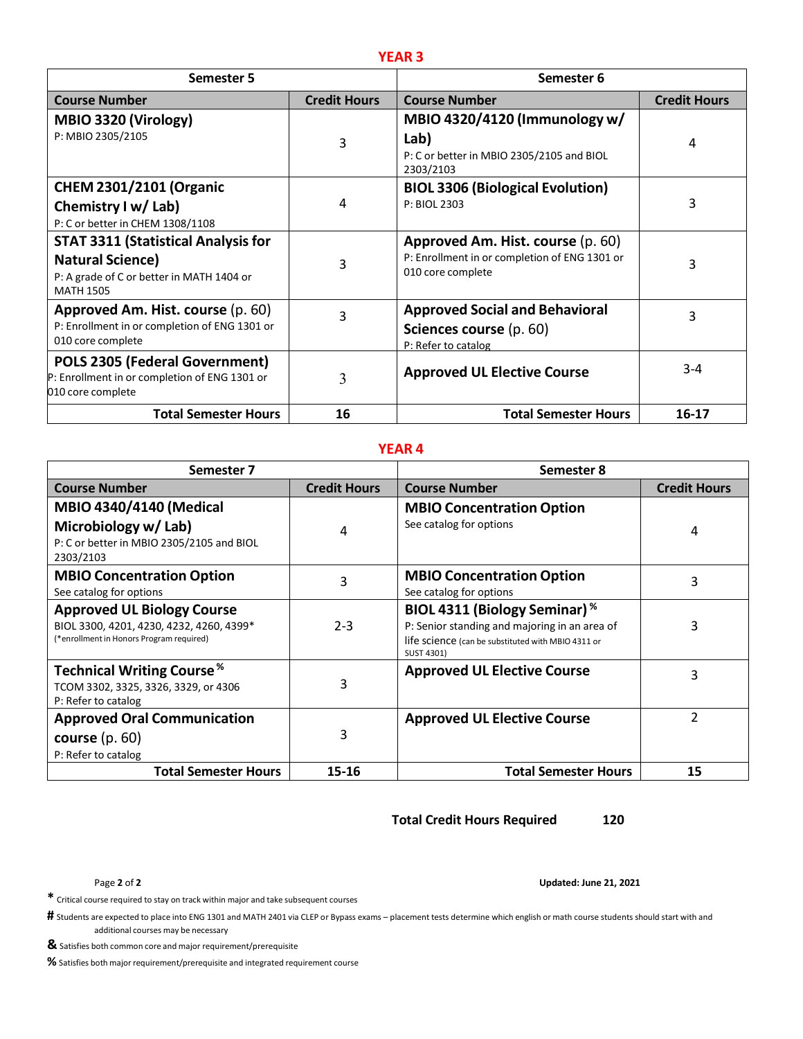## YEAR 3

| Semester 5 | | Semester 6 | |
|---|---|---|---|
| **Course Number** | **Credit Hours** | **Course Number** | **Credit Hours** |
| **MBIO 3320 (Virology)** P: MBIO 2305/2105 | 3 | **MBIO 4320/4120 (Immunology w/ Lab)** P: C or better in MBIO 2305/2105 and BIOL 2303/2103 | 4 |
| **CHEM 2301/2101 (Organic Chemistry I w/ Lab)** P: C or better in CHEM 1308/1108 | 4 | **BIOL 3306 (Biological Evolution)** P: BIOL 2303 | 3 |
| **STAT 3311 (Statistical Analysis for Natural Science)** P: A grade of C or better in MATH 1404 or MATH 1505 | 3 | **Approved Am. Hist. course** (p. 60) P: Enrollment in or completion of ENG 1301 or 010 core complete | 3 |
| **Approved Am. Hist. course** (p. 60) P: Enrollment in or completion of ENG 1301 or 010 core complete | 3 | **Approved Social and Behavioral Sciences course** (p. 60) P: Refer to catalog | 3 |
| **POLS 2305 (Federal Government)** P: Enrollment in or completion of ENG 1301 or 010 core complete | 3 | **Approved UL Elective Course** | 3-4 |
| **Total Semester Hours** | **16** | **Total Semester Hours** | **16-17** |

## YEAR 4

| Semester 7 | | Semester 8 | |
|---|---|---|---|
| **Course Number** | **Credit Hours** | **Course Number** | **Credit Hours** |
| **MBIO 4340/4140 (Medical Microbiology w/ Lab)** P: C or better in MBIO 2305/2105 and BIOL 2303/2103 | 4 | **MBIO Concentration Option** See catalog for options | 4 |
| **MBIO Concentration Option** See catalog for options | 3 | **MBIO Concentration Option** See catalog for options | 3 |
| **Approved UL Biology Course** BIOL 3300, 4201, 4230, 4232, 4260, 4399* (*enrollment in Honors Program required) | 2-3 | **BIOL 4311 (Biology Seminar)** % P: Senior standing and majoring in an area of life science (can be substituted with MBIO 4311 or SUST 4301) | 3 |
| **Technical Writing Course** % TCOM 3302, 3325, 3326, 3329, or 4306 P: Refer to catalog | 3 | **Approved UL Elective Course** | 3 |
| **Approved Oral Communication course** (p. 60) P: Refer to catalog | 3 | **Approved UL Elective Course** | 2 |
| **Total Semester Hours** | **15-16** | **Total Semester Hours** | **15** |

**Total Credit Hours Required 120**

**Updated: June 21, 2021**

* Critical course required to stay on track within major and take subsequent courses

# Students are expected to place into ENG 1301 and MATH 2401 via CLEP or Bypass exams – placement tests determine which english or math course students should start with and additional courses may be necessary

& Satisfies both common core and major requirement/prerequisite

% Satisfies both major requirement/prerequisite and integrated requirement course